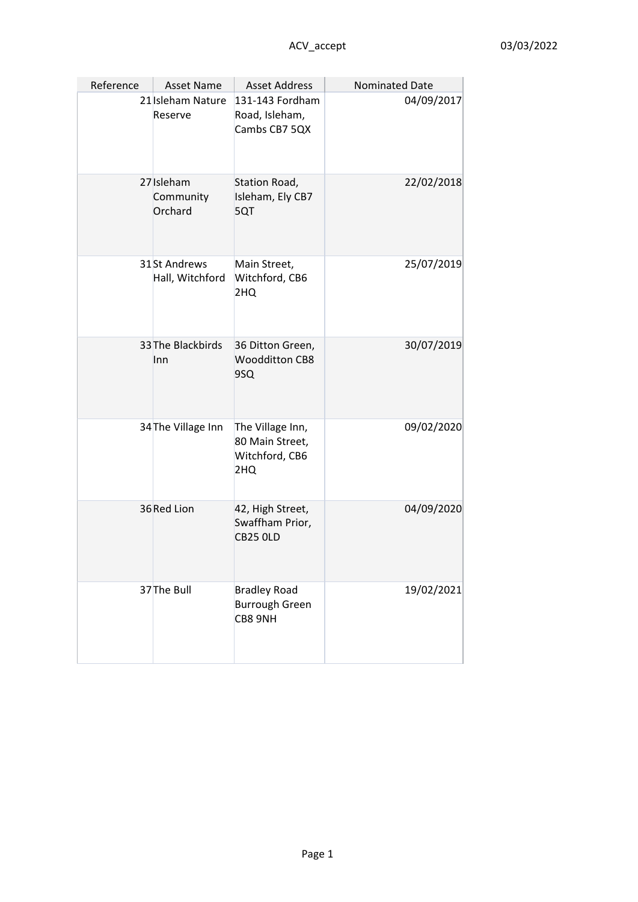| Reference | Asset Name | Asset Address | Nominated Date |
|---|---|---|---|
| 21 | Isleham Nature Reserve | 131-143 Fordham Road, Isleham, Cambs CB7 5QX | 04/09/2017 |
| 27 | Isleham Community Orchard | Station Road, Isleham, Ely CB7 5QT | 22/02/2018 |
| 31 | St Andrews Hall, Witchford | Main Street, Witchford, CB6 2HQ | 25/07/2019 |
| 33 | The Blackbirds Inn | 36 Ditton Green, Woodditton CB8 9SQ | 30/07/2019 |
| 34 | The Village Inn | The Village Inn, 80 Main Street, Witchford, CB6 2HQ | 09/02/2020 |
| 36 | Red Lion | 42, High Street, Swaffham Prior, CB25 0LD | 04/09/2020 |
| 37 | The Bull | Bradley Road Burrough Green CB8 9NH | 19/02/2021 |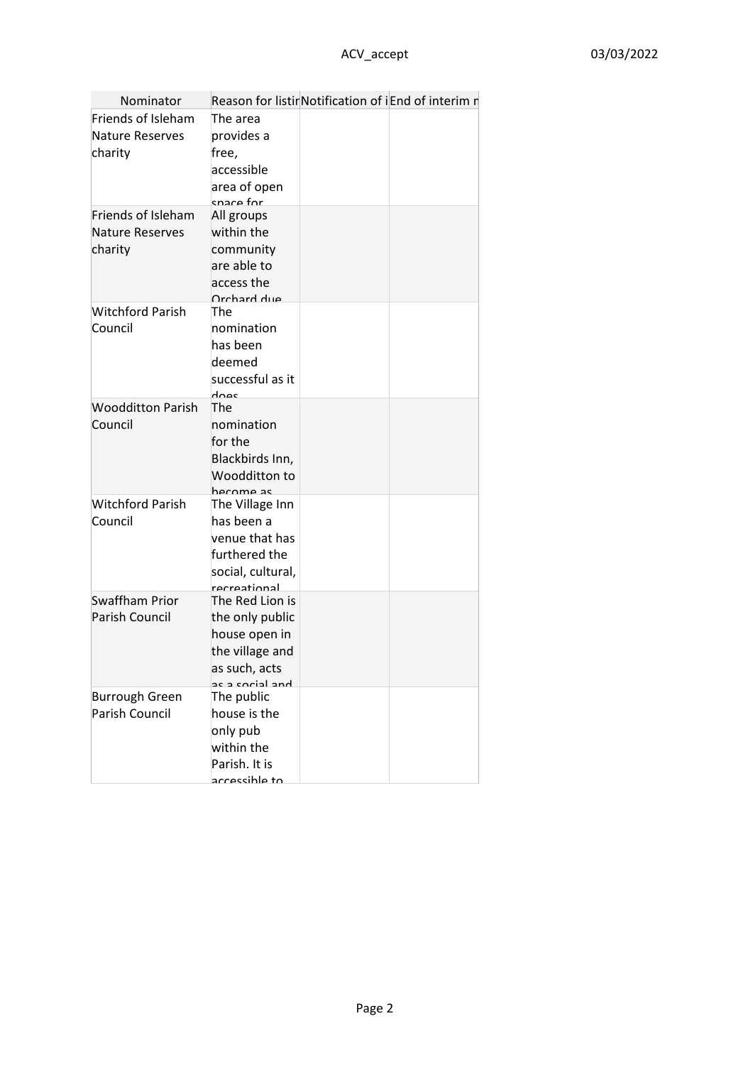| Nominator | Reason for listir | Notification of i | End of interim r |
|---|---|---|---|
| Friends of Isleham Nature Reserves charity | The area provides a free, accessible area of open space for | | |
| Friends of Isleham Nature Reserves charity | All groups within the community are able to access the Orchard due | | |
| Witchford Parish Council | The nomination has been deemed successful as it does | | |
| Woodditton Parish Council | The nomination for the Blackbirds Inn, Woodditton to become as | | |
| Witchford Parish Council | The Village Inn has been a venue that has furthered the social, cultural, recreational | | |
| Swaffham Prior Parish Council | The Red Lion is the only public house open in the village and as such, acts as a social and | | |
| Burrough Green Parish Council | The public house is the only pub within the Parish. It is accessible to | | |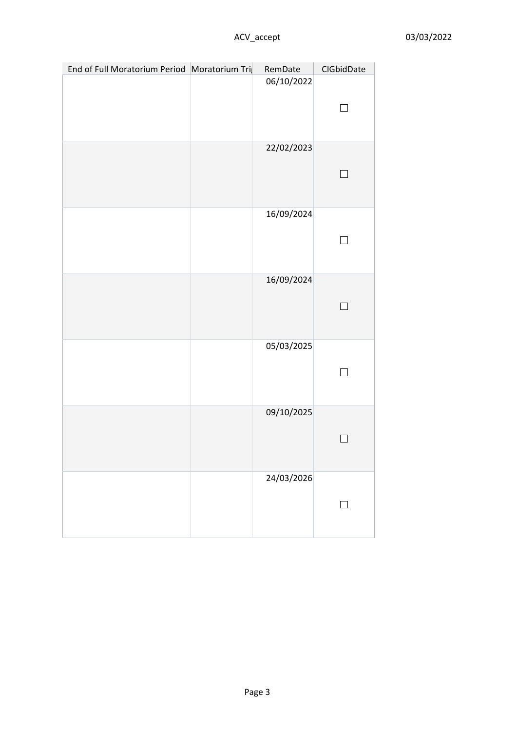| End of Full Moratorium Period | Moratorium Tri | RemDate | CIGbidDate |
|---|---|---|---|
| | | 06/10/2022 | ☐ |
| | | 22/02/2023 | ☐ |
| | | 16/09/2024 | ☐ |
| | | 16/09/2024 | ☐ |
| | | 05/03/2025 | ☐ |
| | | 09/10/2025 | ☐ |
| | | 24/03/2026 | ☐ |